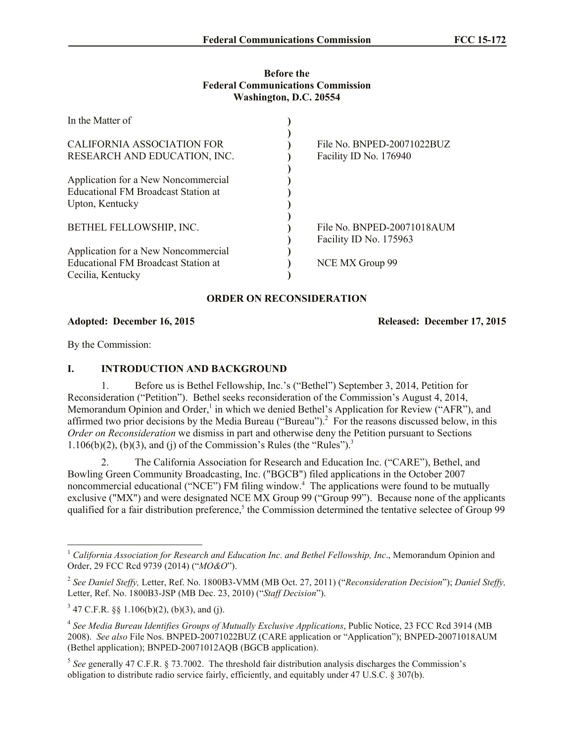**Before the**
**Federal Communications Commission**
**Washington, D.C. 20554**

| | | |
|---|---|---|
| In the Matter of | ) | |
| | ) | |
| CALIFORNIA ASSOCIATION FOR RESEARCH AND EDUCATION, INC. | ) | File No. BNPED-20071022BUZ Facility ID No. 176940 |
| | ) | |
| Application for a New Noncommercial Educational FM Broadcast Station at Upton, Kentucky | ) | |
| | ) | |
| BETHEL FELLOWSHIP, INC. | ) | File No. BNPED-20071018AUM Facility ID No. 175963 |
| | ) | |
| Application for a New Noncommercial Educational FM Broadcast Station at Cecilia, Kentucky | ) | NCE MX Group 99 |

**ORDER ON RECONSIDERATION**

**Adopted: December 16, 2015** **Released: December 17, 2015**

By the Commission:

## I. INTRODUCTION AND BACKGROUND

1. Before us is Bethel Fellowship, Inc.'s ("Bethel") September 3, 2014, Petition for Reconsideration ("Petition"). Bethel seeks reconsideration of the Commission's August 4, 2014, Memorandum Opinion and Order,[1] in which we denied Bethel's Application for Review ("AFR"), and affirmed two prior decisions by the Media Bureau ("Bureau").[2] For the reasons discussed below, in this *Order on Reconsideration* we dismiss in part and otherwise deny the Petition pursuant to Sections 1.106(b)(2), (b)(3), and (j) of the Commission's Rules (the "Rules").[3]

2. The California Association for Research and Education Inc. ("CARE"), Bethel, and Bowling Green Community Broadcasting, Inc. ("BGCB") filed applications in the October 2007 noncommercial educational ("NCE") FM filing window.[4] The applications were found to be mutually exclusive ("MX") and were designated NCE MX Group 99 ("Group 99"). Because none of the applicants qualified for a fair distribution preference,[5] the Commission determined the tentative selectee of Group 99

---

[1] *California Association for Research and Education Inc. and Bethel Fellowship, Inc*., Memorandum Opinion and Order, 29 FCC Rcd 9739 (2014) ("*MO&O*").

[2] *See Daniel Steffy,* Letter, Ref. No. 1800B3-VMM (MB Oct. 27, 2011) ("*Reconsideration Decision*"); *Daniel Steffy,* Letter, Ref. No. 1800B3-JSP (MB Dec. 23, 2010) ("*Staff Decision*").

[3] 47 C.F.R. §§ 1.106(b)(2), (b)(3), and (j).

[4] *See Media Bureau Identifies Groups of Mutually Exclusive Applications*, Public Notice, 23 FCC Rcd 3914 (MB 2008). *See also* File Nos. BNPED-20071022BUZ (CARE application or "Application"); BNPED-20071018AUM (Bethel application); BNPED-20071012AQB (BGCB application).

[5] *See* generally 47 C.F.R. § 73.7002. The threshold fair distribution analysis discharges the Commission's obligation to distribute radio service fairly, efficiently, and equitably under 47 U.S.C. § 307(b).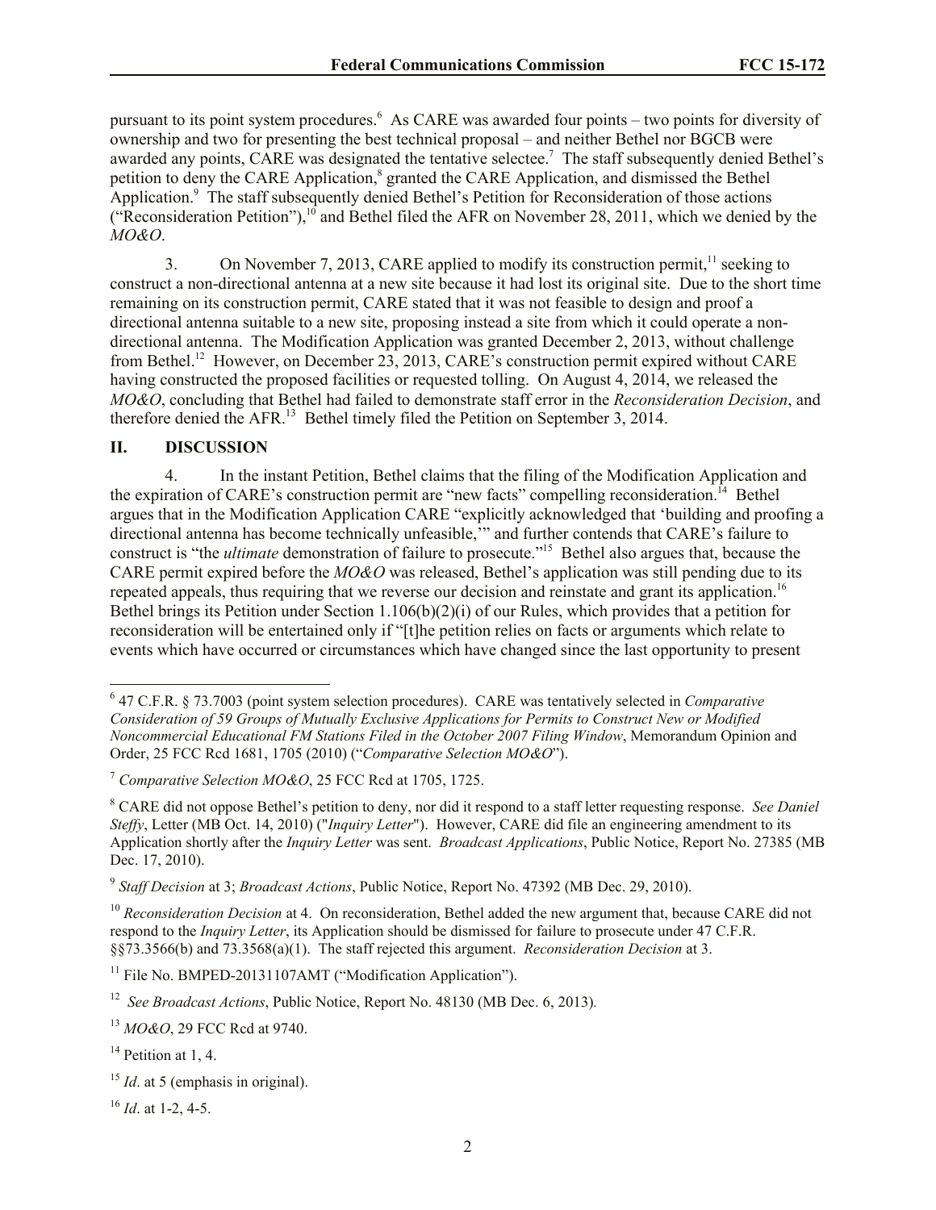pursuant to its point system procedures.[6] As CARE was awarded four points – two points for diversity of ownership and two for presenting the best technical proposal – and neither Bethel nor BGCB were awarded any points, CARE was designated the tentative selectee.[7] The staff subsequently denied Bethel's petition to deny the CARE Application,[8] granted the CARE Application, and dismissed the Bethel Application.[9] The staff subsequently denied Bethel's Petition for Reconsideration of those actions ("Reconsideration Petition"),[10] and Bethel filed the AFR on November 28, 2011, which we denied by the *MO&O*.

3. On November 7, 2013, CARE applied to modify its construction permit,[11] seeking to construct a non-directional antenna at a new site because it had lost its original site. Due to the short time remaining on its construction permit, CARE stated that it was not feasible to design and proof a directional antenna suitable to a new site, proposing instead a site from which it could operate a non-directional antenna. The Modification Application was granted December 2, 2013, without challenge from Bethel.[12] However, on December 23, 2013, CARE's construction permit expired without CARE having constructed the proposed facilities or requested tolling. On August 4, 2014, we released the *MO&O*, concluding that Bethel had failed to demonstrate staff error in the *Reconsideration Decision*, and therefore denied the AFR.[13] Bethel timely filed the Petition on September 3, 2014.

## II. DISCUSSION

4. In the instant Petition, Bethel claims that the filing of the Modification Application and the expiration of CARE's construction permit are "new facts" compelling reconsideration.[14] Bethel argues that in the Modification Application CARE "explicitly acknowledged that 'building and proofing a directional antenna has become technically unfeasible,'" and further contends that CARE's failure to construct is "the *ultimate* demonstration of failure to prosecute."[15] Bethel also argues that, because the CARE permit expired before the *MO&O* was released, Bethel's application was still pending due to its repeated appeals, thus requiring that we reverse our decision and reinstate and grant its application.[16] Bethel brings its Petition under Section 1.106(b)(2)(i) of our Rules, which provides that a petition for reconsideration will be entertained only if "[t]he petition relies on facts or arguments which relate to events which have occurred or circumstances which have changed since the last opportunity to present

---

[6] 47 C.F.R. § 73.7003 (point system selection procedures). CARE was tentatively selected in *Comparative Consideration of 59 Groups of Mutually Exclusive Applications for Permits to Construct New or Modified Noncommercial Educational FM Stations Filed in the October 2007 Filing Window*, Memorandum Opinion and Order, 25 FCC Rcd 1681, 1705 (2010) ("*Comparative Selection MO&O*").

[7] *Comparative Selection MO&O*, 25 FCC Rcd at 1705, 1725.

[8] CARE did not oppose Bethel's petition to deny, nor did it respond to a staff letter requesting response. *See Daniel Steffy*, Letter (MB Oct. 14, 2010) ("*Inquiry Letter*"). However, CARE did file an engineering amendment to its Application shortly after the *Inquiry Letter* was sent. *Broadcast Applications*, Public Notice, Report No. 27385 (MB Dec. 17, 2010).

[9] *Staff Decision* at 3; *Broadcast Actions*, Public Notice, Report No. 47392 (MB Dec. 29, 2010).

[10] *Reconsideration Decision* at 4. On reconsideration, Bethel added the new argument that, because CARE did not respond to the *Inquiry Letter*, its Application should be dismissed for failure to prosecute under 47 C.F.R. §§73.3566(b) and 73.3568(a)(1). The staff rejected this argument. *Reconsideration Decision* at 3.

[11] File No. BMPED-20131107AMT ("Modification Application").

[12] *See Broadcast Actions*, Public Notice, Report No. 48130 (MB Dec. 6, 2013).

[13] *MO&O*, 29 FCC Rcd at 9740.

[14] Petition at 1, 4.

[15] *Id*. at 5 (emphasis in original).

[16] *Id*. at 1-2, 4-5.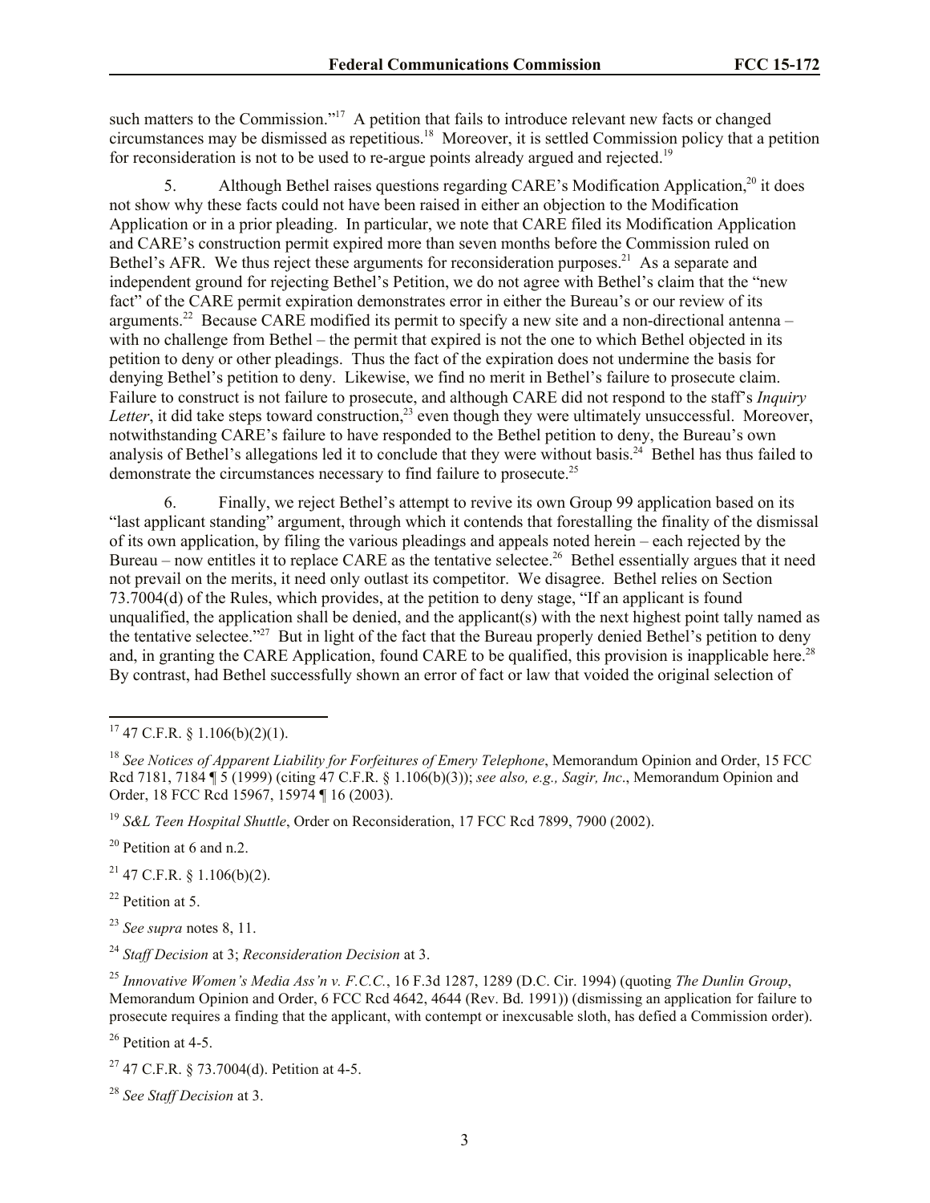such matters to the Commission."[17] A petition that fails to introduce relevant new facts or changed circumstances may be dismissed as repetitious.[18] Moreover, it is settled Commission policy that a petition for reconsideration is not to be used to re-argue points already argued and rejected.[19]

5. Although Bethel raises questions regarding CARE's Modification Application,[20] it does not show why these facts could not have been raised in either an objection to the Modification Application or in a prior pleading. In particular, we note that CARE filed its Modification Application and CARE's construction permit expired more than seven months before the Commission ruled on Bethel's AFR. We thus reject these arguments for reconsideration purposes.[21] As a separate and independent ground for rejecting Bethel's Petition, we do not agree with Bethel's claim that the "new fact" of the CARE permit expiration demonstrates error in either the Bureau's or our review of its arguments.[22] Because CARE modified its permit to specify a new site and a non-directional antenna – with no challenge from Bethel – the permit that expired is not the one to which Bethel objected in its petition to deny or other pleadings. Thus the fact of the expiration does not undermine the basis for denying Bethel's petition to deny. Likewise, we find no merit in Bethel's failure to prosecute claim. Failure to construct is not failure to prosecute, and although CARE did not respond to the staff's *Inquiry Letter*, it did take steps toward construction,[23] even though they were ultimately unsuccessful. Moreover, notwithstanding CARE's failure to have responded to the Bethel petition to deny, the Bureau's own analysis of Bethel's allegations led it to conclude that they were without basis.[24] Bethel has thus failed to demonstrate the circumstances necessary to find failure to prosecute.[25]

6. Finally, we reject Bethel's attempt to revive its own Group 99 application based on its "last applicant standing" argument, through which it contends that forestalling the finality of the dismissal of its own application, by filing the various pleadings and appeals noted herein – each rejected by the Bureau – now entitles it to replace CARE as the tentative selectee.[26] Bethel essentially argues that it need not prevail on the merits, it need only outlast its competitor. We disagree. Bethel relies on Section 73.7004(d) of the Rules, which provides, at the petition to deny stage, "If an applicant is found unqualified, the application shall be denied, and the applicant(s) with the next highest point tally named as the tentative selectee."[27] But in light of the fact that the Bureau properly denied Bethel's petition to deny and, in granting the CARE Application, found CARE to be qualified, this provision is inapplicable here.[28] By contrast, had Bethel successfully shown an error of fact or law that voided the original selection of

---

[17] 47 C.F.R. § 1.106(b)(2)(1).

[18] *See Notices of Apparent Liability for Forfeitures of Emery Telephone*, Memorandum Opinion and Order, 15 FCC Rcd 7181, 7184 ¶ 5 (1999) (citing 47 C.F.R. § 1.106(b)(3)); *see also, e.g., Sagir, Inc*., Memorandum Opinion and Order, 18 FCC Rcd 15967, 15974 ¶ 16 (2003).

[19] *S&L Teen Hospital Shuttle*, Order on Reconsideration, 17 FCC Rcd 7899, 7900 (2002).

[20] Petition at 6 and n.2.

[21] 47 C.F.R. § 1.106(b)(2).

[22] Petition at 5.

[23] *See supra* notes 8, 11.

[24] *Staff Decision* at 3; *Reconsideration Decision* at 3.

[25] *Innovative Women's Media Ass'n v. F.C.C.*, 16 F.3d 1287, 1289 (D.C. Cir. 1994) (quoting *The Dunlin Group*, Memorandum Opinion and Order, 6 FCC Rcd 4642, 4644 (Rev. Bd. 1991)) (dismissing an application for failure to prosecute requires a finding that the applicant, with contempt or inexcusable sloth, has defied a Commission order).

[26] Petition at 4-5.

[27] 47 C.F.R. § 73.7004(d). Petition at 4-5.

[28] *See Staff Decision* at 3.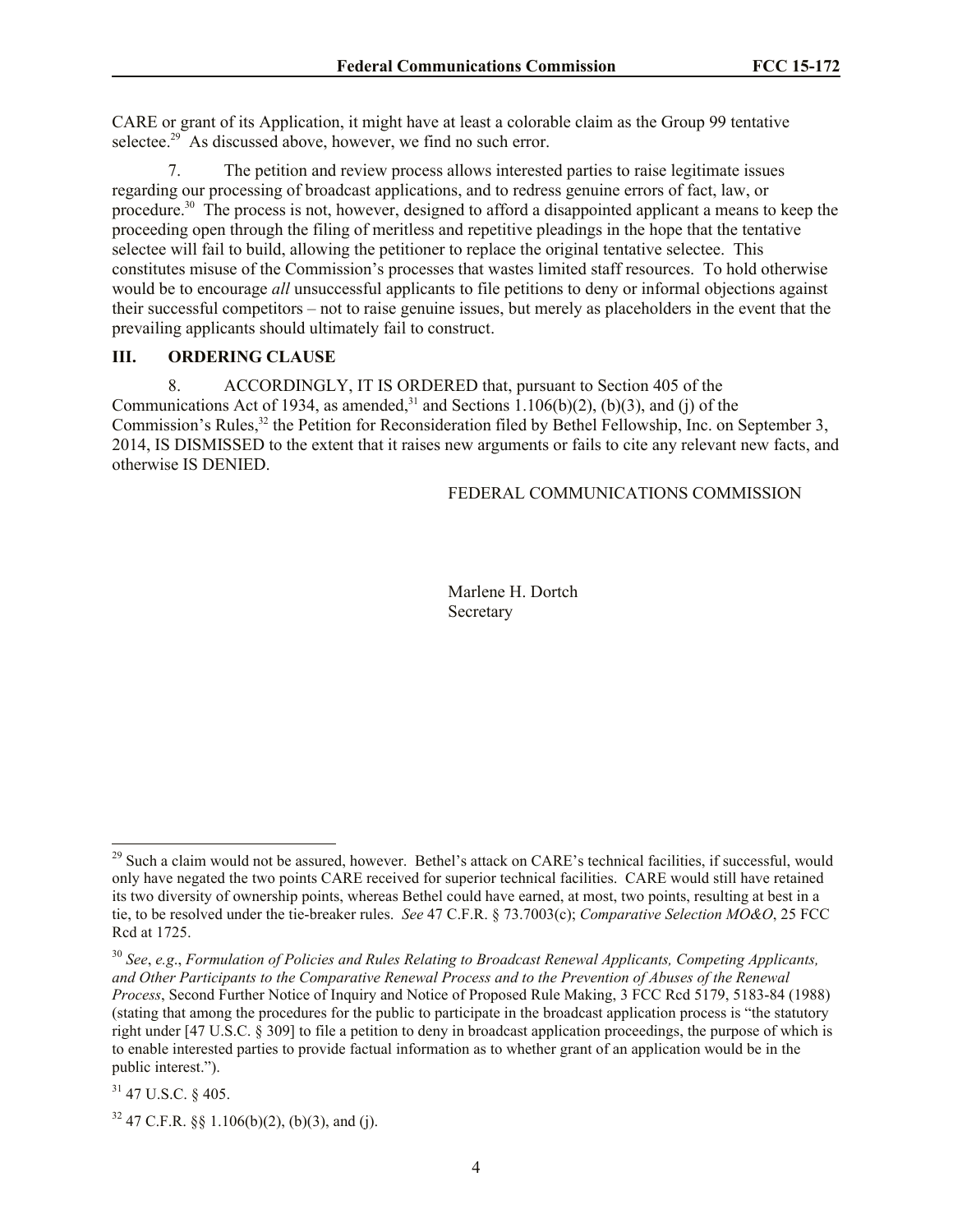CARE or grant of its Application, it might have at least a colorable claim as the Group 99 tentative selectee.[29] As discussed above, however, we find no such error.

7. The petition and review process allows interested parties to raise legitimate issues regarding our processing of broadcast applications, and to redress genuine errors of fact, law, or procedure.[30] The process is not, however, designed to afford a disappointed applicant a means to keep the proceeding open through the filing of meritless and repetitive pleadings in the hope that the tentative selectee will fail to build, allowing the petitioner to replace the original tentative selectee. This constitutes misuse of the Commission's processes that wastes limited staff resources. To hold otherwise would be to encourage *all* unsuccessful applicants to file petitions to deny or informal objections against their successful competitors – not to raise genuine issues, but merely as placeholders in the event that the prevailing applicants should ultimately fail to construct.

## III. ORDERING CLAUSE

8. ACCORDINGLY, IT IS ORDERED that, pursuant to Section 405 of the Communications Act of 1934, as amended,[31] and Sections 1.106(b)(2), (b)(3), and (j) of the Commission's Rules,[32] the Petition for Reconsideration filed by Bethel Fellowship, Inc. on September 3, 2014, IS DISMISSED to the extent that it raises new arguments or fails to cite any relevant new facts, and otherwise IS DENIED.

FEDERAL COMMUNICATIONS COMMISSION

Marlene H. Dortch
Secretary

---

[29] Such a claim would not be assured, however. Bethel's attack on CARE's technical facilities, if successful, would only have negated the two points CARE received for superior technical facilities. CARE would still have retained its two diversity of ownership points, whereas Bethel could have earned, at most, two points, resulting at best in a tie, to be resolved under the tie-breaker rules. *See* 47 C.F.R. § 73.7003(c); *Comparative Selection MO&O*, 25 FCC Rcd at 1725.

[30] *See*, *e.g*., *Formulation of Policies and Rules Relating to Broadcast Renewal Applicants, Competing Applicants, and Other Participants to the Comparative Renewal Process and to the Prevention of Abuses of the Renewal Process*, Second Further Notice of Inquiry and Notice of Proposed Rule Making, 3 FCC Rcd 5179, 5183-84 (1988) (stating that among the procedures for the public to participate in the broadcast application process is "the statutory right under [47 U.S.C. § 309] to file a petition to deny in broadcast application proceedings, the purpose of which is to enable interested parties to provide factual information as to whether grant of an application would be in the public interest.").

[31] 47 U.S.C. § 405.

[32] 47 C.F.R. §§ 1.106(b)(2), (b)(3), and (j).